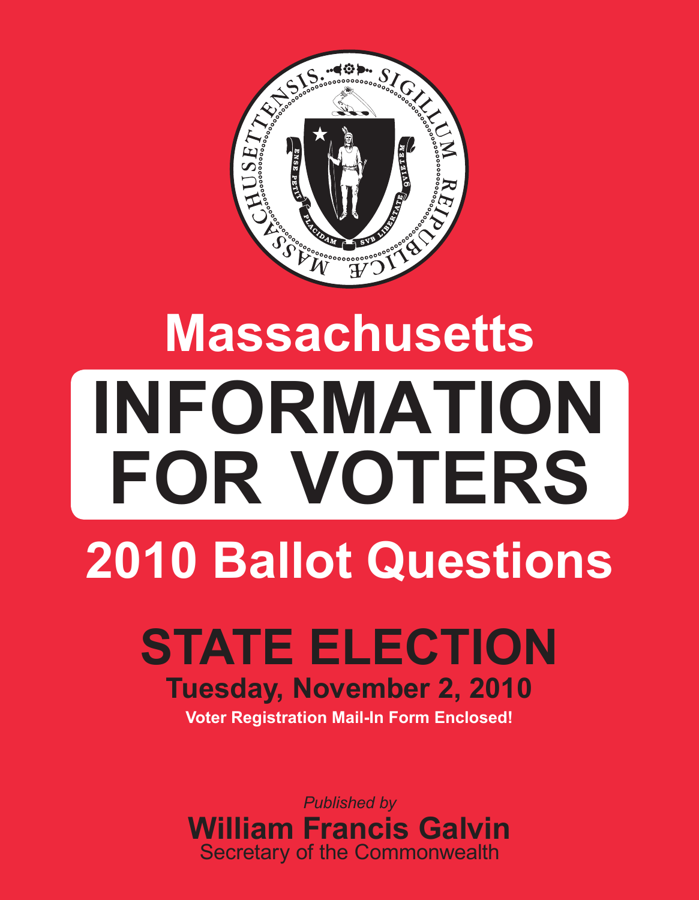# Massachusetts

# INFORMATION FOR VOTERS

## 2010 Ballot Questions

## STATE ELECTION

### Tuesday, November 2, 2010

**Voter Registration Mail-In Form Enclosed!**

*Published by*

**William Francis Galvin**

Secretary of the Commonwealth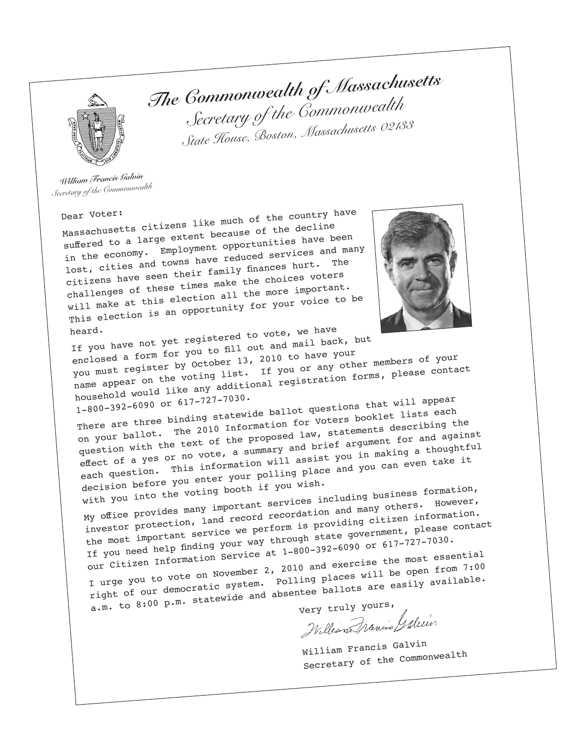# The Commonwealth of Massachusetts

## Secretary of the Commonwealth

*State House, Boston, Massachusetts 02133*

*William Francis Galvin*
*Secretary of the Commonwealth*

Dear Voter:

Massachusetts citizens like much of the country have suffered to a large extent because of the decline in the economy. Employment opportunities have been lost, cities and towns have reduced services and many citizens have seen their family finances hurt. The challenges of these times make the choices voters will make at this election all the more important. This election is an opportunity for your voice to be heard.

If you have not yet registered to vote, we have enclosed a form for you to fill out and mail back, but you must register by October 13, 2010 to have your name appear on the voting list. If you or any other members of your household would like any additional registration forms, please contact 1-800-392-6090 or 617-727-7030.

There are three binding statewide ballot questions that will appear on your ballot. The 2010 Information for Voters booklet lists each question with the text of the proposed law, statements describing the effect of a yes or no vote, a summary and brief argument for and against each question. This information will assist you in making a thoughtful decision before you enter your polling place and you can even take it with you into the voting booth if you wish.

My office provides many important services including business formation, investor protection, land record recordation and many others. However, the most important service we perform is providing citizen information. If you need help finding your way through state government, please contact our Citizen Information Service at 1-800-392-6090 or 617-727-7030.

I urge you to vote on November 2, 2010 and exercise the most essential right of our democratic system. Polling places will be open from 7:00 a.m. to 8:00 p.m. statewide and absentee ballots are easily available.

Very truly yours,

*William Francis Galvin*

William Francis Galvin
Secretary of the Commonwealth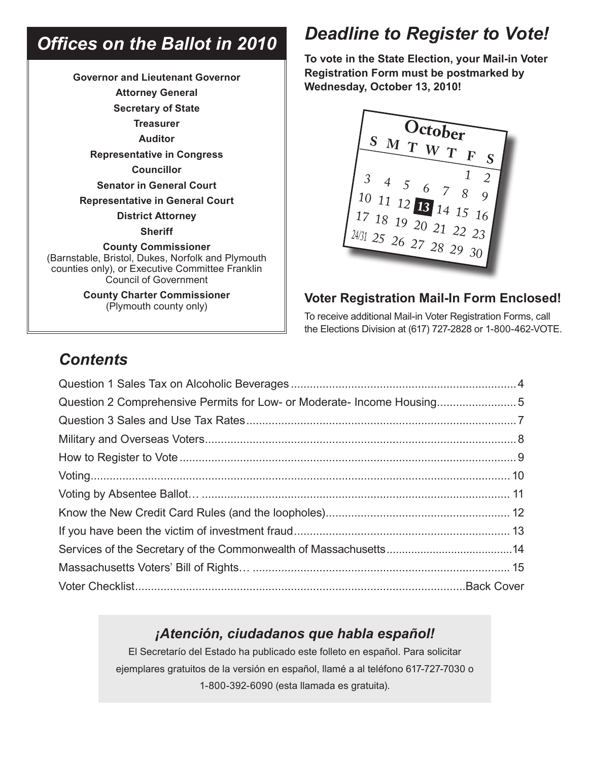## *Offices on the Ballot in 2010*

**Governor and Lieutenant Governor**

**Attorney General**

**Secretary of State**

**Treasurer**

**Auditor**

**Representative in Congress**

**Councillor**

**Senator in General Court**

**Representative in General Court**

**District Attorney**

**Sheriff**

**County Commissioner**
(Barnstable, Bristol, Dukes, Norfolk and Plymouth counties only), or Executive Committee Franklin Council of Government

**County Charter Commissioner**
(Plymouth county only)

## *Deadline to Register to Vote!*

**To vote in the State Election, your Mail-in Voter Registration Form must be postmarked by Wednesday, October 13, 2010!**

| October | | | | | | |
|---|---|---|---|---|---|---|
| S | M | T | W | T | F | S |
| | | | | | 1 | 2 |
| 3 | 4 | 5 | 6 | 7 | 8 | 9 |
| 10 | 11 | 12 | **13** | 14 | 15 | 16 |
| 17 | 18 | 19 | 20 | 21 | 22 | 23 |
| 24/31 | 25 | 26 | 27 | 28 | 29 | 30 |

### Voter Registration Mail-In Form Enclosed!

To receive additional Mail-in Voter Registration Forms, call the Elections Division at (617) 727-2828 or 1-800-462-VOTE.

## *Contents*

- Question 1 Sales Tax on Alcoholic Beverages ........ 4
- Question 2 Comprehensive Permits for Low- or Moderate- Income Housing ........ 5
- Question 3 Sales and Use Tax Rates ........ 7
- Military and Overseas Voters ........ 8
- How to Register to Vote ........ 9
- Voting ........ 10
- Voting by Absentee Ballot… ........ 11
- Know the New Credit Card Rules (and the loopholes) ........ 12
- If you have been the victim of investment fraud ........ 13
- Services of the Secretary of the Commonwealth of Massachusetts ........ 14
- Massachusetts Voters' Bill of Rights… ........ 15
- Voter Checklist ........ Back Cover

### *¡Atención, ciudadanos que habla español!*

El Secretarío del Estado ha publicado este folleto en español. Para solicitar ejemplares gratuitos de la versión en español, llamé a al teléfono 617-727-7030 o 1-800-392-6090 (esta llamada es gratuita).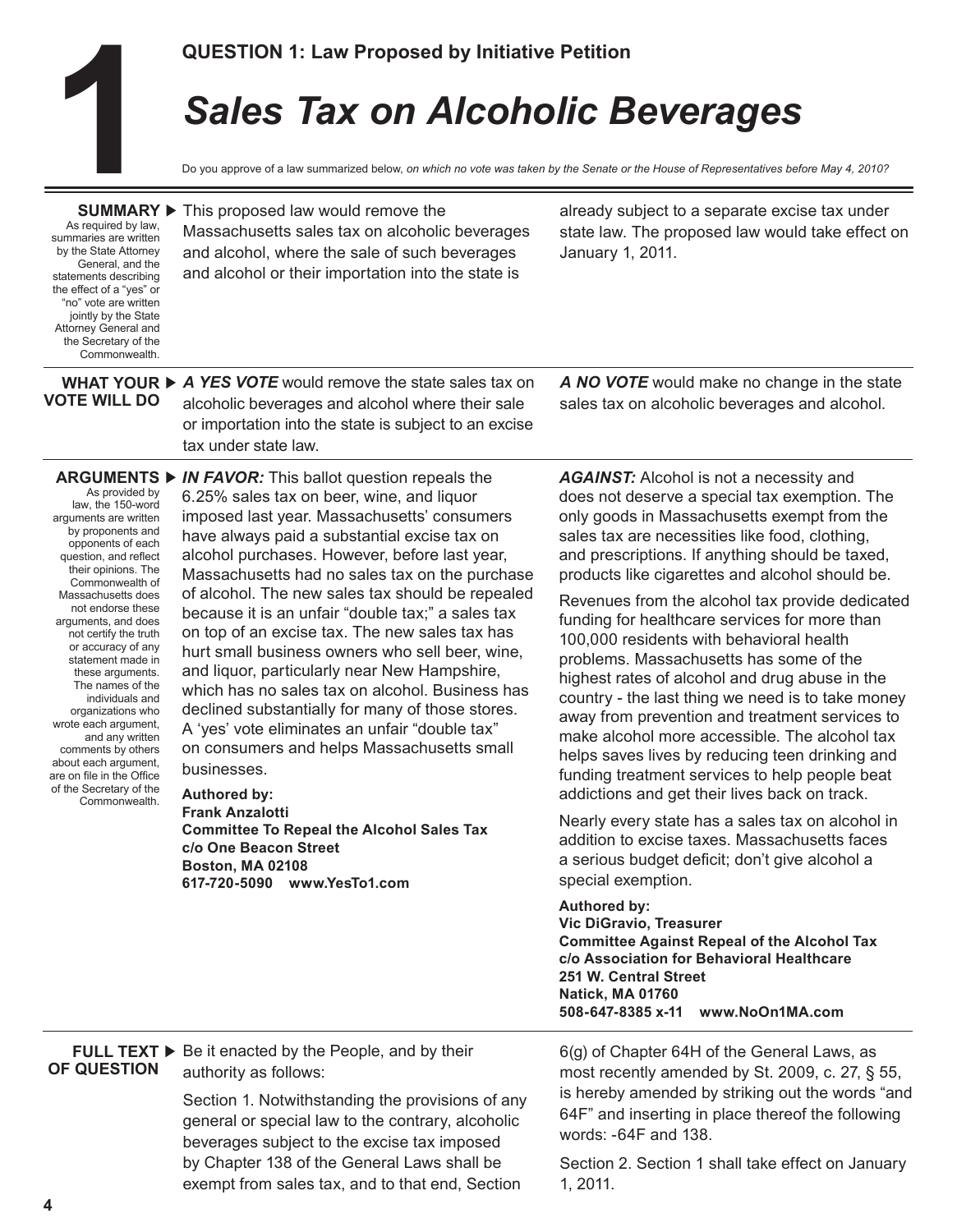# 1

## QUESTION 1: Law Proposed by Initiative Petition

# *Sales Tax on Alcoholic Beverages*

Do you approve of a law summarized below, *on which no vote was taken by the Senate or the House of Representatives before May 4, 2010?*

---

**SUMMARY ▶**

*As required by law, summaries are written by the State Attorney General, and the statements describing the effect of a "yes" or "no" vote are written jointly by the State Attorney General and the Secretary of the Commonwealth.*

This proposed law would remove the Massachusetts sales tax on alcoholic beverages and alcohol, where the sale of such beverages and alcohol or their importation into the state is already subject to a separate excise tax under state law. The proposed law would take effect on January 1, 2011.

---

**WHAT YOUR VOTE WILL DO ▶**

***A YES VOTE*** would remove the state sales tax on alcoholic beverages and alcohol where their sale or importation into the state is subject to an excise tax under state law.

***A NO VOTE*** would make no change in the state sales tax on alcoholic beverages and alcohol.

---

**ARGUMENTS ▶**

*As provided by law, the 150-word arguments are written by proponents and opponents of each question, and reflect their opinions. The Commonwealth of Massachusetts does not endorse these arguments, and does not certify the truth or accuracy of any statement made in these arguments. The names of the individuals and organizations who wrote each argument, and any written comments by others about each argument, are on file in the Office of the Secretary of the Commonwealth.*

***IN FAVOR:*** This ballot question repeals the 6.25% sales tax on beer, wine, and liquor imposed last year. Massachusetts' consumers have always paid a substantial excise tax on alcohol purchases. However, before last year, Massachusetts had no sales tax on the purchase of alcohol. The new sales tax should be repealed because it is an unfair "double tax;" a sales tax on top of an excise tax. The new sales tax has hurt small business owners who sell beer, wine, and liquor, particularly near New Hampshire, which has no sales tax on alcohol. Business has declined substantially for many of those stores. A 'yes' vote eliminates an unfair "double tax" on consumers and helps Massachusetts small businesses.

**Authored by:**
**Frank Anzalotti**
**Committee To Repeal the Alcohol Sales Tax**
**c/o One Beacon Street**
**Boston, MA 02108**
**617-720-5090 www.YesTo1.com**

***AGAINST:*** Alcohol is not a necessity and does not deserve a special tax exemption. The only goods in Massachusetts exempt from the sales tax are necessities like food, clothing, and prescriptions. If anything should be taxed, products like cigarettes and alcohol should be.

Revenues from the alcohol tax provide dedicated funding for healthcare services for more than 100,000 residents with behavioral health problems. Massachusetts has some of the highest rates of alcohol and drug abuse in the country - the last thing we need is to take money away from prevention and treatment services to make alcohol more accessible. The alcohol tax helps saves lives by reducing teen drinking and funding treatment services to help people beat addictions and get their lives back on track.

Nearly every state has a sales tax on alcohol in addition to excise taxes. Massachusetts faces a serious budget deficit; don't give alcohol a special exemption.

**Authored by:**
**Vic DiGravio, Treasurer**
**Committee Against Repeal of the Alcohol Tax**
**c/o Association for Behavioral Healthcare**
**251 W. Central Street**
**Natick, MA 01760**
**508-647-8385 x-11 www.NoOn1MA.com**

---

**FULL TEXT OF QUESTION ▶**

Be it enacted by the People, and by their authority as follows:

Section 1. Notwithstanding the provisions of any general or special law to the contrary, alcoholic beverages subject to the excise tax imposed by Chapter 138 of the General Laws shall be exempt from sales tax, and to that end, Section 6(g) of Chapter 64H of the General Laws, as most recently amended by St. 2009, c. 27, § 55, is hereby amended by striking out the words "and 64F" and inserting in place thereof the following words: -64F and 138.

Section 2. Section 1 shall take effect on January 1, 2011.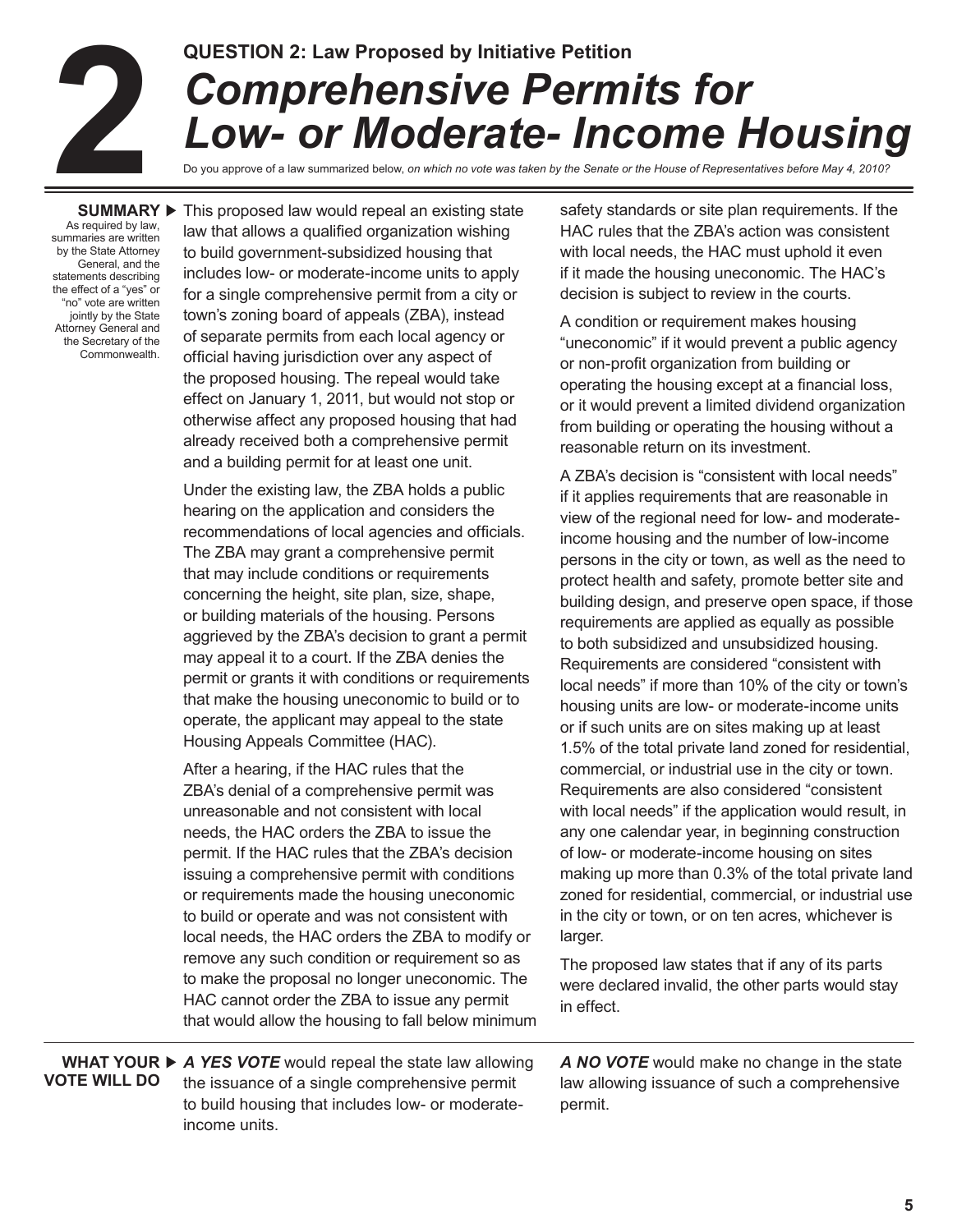# 2

**QUESTION 2: Law Proposed by Initiative Petition**

# *Comprehensive Permits for Low- or Moderate- Income Housing*

Do you approve of a law summarized below, *on which no vote was taken by the Senate or the House of Representatives before May 4, 2010?*

**SUMMARY** ▶

As required by law, summaries are written by the State Attorney General, and the statements describing the effect of a "yes" or "no" vote are written jointly by the State Attorney General and the Secretary of the Commonwealth.

This proposed law would repeal an existing state law that allows a qualified organization wishing to build government-subsidized housing that includes low- or moderate-income units to apply for a single comprehensive permit from a city or town's zoning board of appeals (ZBA), instead of separate permits from each local agency or official having jurisdiction over any aspect of the proposed housing. The repeal would take effect on January 1, 2011, but would not stop or otherwise affect any proposed housing that had already received both a comprehensive permit and a building permit for at least one unit.

Under the existing law, the ZBA holds a public hearing on the application and considers the recommendations of local agencies and officials. The ZBA may grant a comprehensive permit that may include conditions or requirements concerning the height, site plan, size, shape, or building materials of the housing. Persons aggrieved by the ZBA's decision to grant a permit may appeal it to a court. If the ZBA denies the permit or grants it with conditions or requirements that make the housing uneconomic to build or to operate, the applicant may appeal to the state Housing Appeals Committee (HAC).

After a hearing, if the HAC rules that the ZBA's denial of a comprehensive permit was unreasonable and not consistent with local needs, the HAC orders the ZBA to issue the permit. If the HAC rules that the ZBA's decision issuing a comprehensive permit with conditions or requirements made the housing uneconomic to build or operate and was not consistent with local needs, the HAC orders the ZBA to modify or remove any such condition or requirement so as to make the proposal no longer uneconomic. The HAC cannot order the ZBA to issue any permit that would allow the housing to fall below minimum safety standards or site plan requirements. If the HAC rules that the ZBA's action was consistent with local needs, the HAC must uphold it even if it made the housing uneconomic. The HAC's decision is subject to review in the courts.

A condition or requirement makes housing "uneconomic" if it would prevent a public agency or non-profit organization from building or operating the housing except at a financial loss, or it would prevent a limited dividend organization from building or operating the housing without a reasonable return on its investment.

A ZBA's decision is "consistent with local needs" if it applies requirements that are reasonable in view of the regional need for low- and moderate-income housing and the number of low-income persons in the city or town, as well as the need to protect health and safety, promote better site and building design, and preserve open space, if those requirements are applied as equally as possible to both subsidized and unsubsidized housing. Requirements are considered "consistent with local needs" if more than 10% of the city or town's housing units are low- or moderate-income units or if such units are on sites making up at least 1.5% of the total private land zoned for residential, commercial, or industrial use in the city or town. Requirements are also considered "consistent with local needs" if the application would result, in any one calendar year, in beginning construction of low- or moderate-income housing on sites making up more than 0.3% of the total private land zoned for residential, commercial, or industrial use in the city or town, or on ten acres, whichever is larger.

The proposed law states that if any of its parts were declared invalid, the other parts would stay in effect.

**WHAT YOUR VOTE WILL DO** ▶

***A YES VOTE*** would repeal the state law allowing the issuance of a single comprehensive permit to build housing that includes low- or moderate-income units.

***A NO VOTE*** would make no change in the state law allowing issuance of such a comprehensive permit.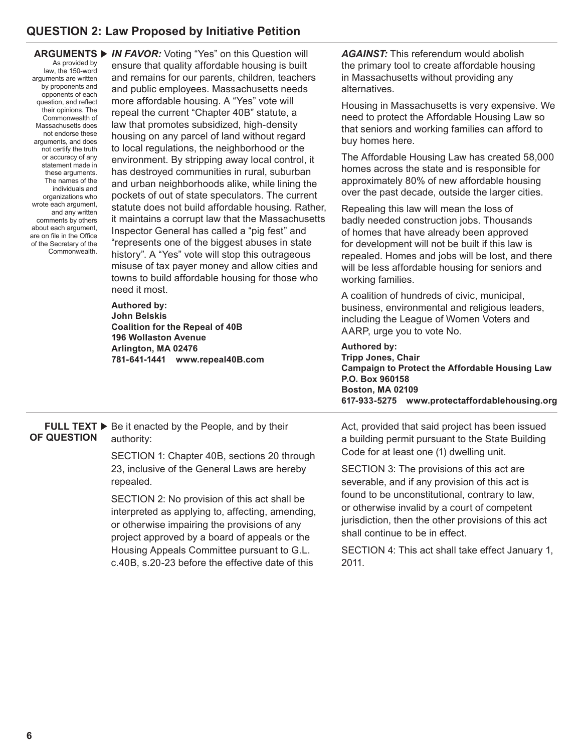## QUESTION 2: Law Proposed by Initiative Petition

**ARGUMENTS**

As provided by law, the 150-word arguments are written by proponents and opponents of each question, and reflect their opinions. The Commonwealth of Massachusetts does not endorse these arguments, and does not certify the truth or accuracy of any statement made in these arguments. The names of the individuals and organizations who wrote each argument, and any written comments by others about each argument, are on file in the Office of the Secretary of the Commonwealth.

***IN FAVOR:*** Voting "Yes" on this Question will ensure that quality affordable housing is built and remains for our parents, children, teachers and public employees. Massachusetts needs more affordable housing. A "Yes" vote will repeal the current "Chapter 40B" statute, a law that promotes subsidized, high-density housing on any parcel of land without regard to local regulations, the neighborhood or the environment. By stripping away local control, it has destroyed communities in rural, suburban and urban neighborhoods alike, while lining the pockets of out of state speculators. The current statute does not build affordable housing. Rather, it maintains a corrupt law that the Massachusetts Inspector General has called a "pig fest" and "represents one of the biggest abuses in state history". A "Yes" vote will stop this outrageous misuse of tax payer money and allow cities and towns to build affordable housing for those who need it most.

**Authored by:**
**John Belskis**
**Coalition for the Repeal of 40B**
**196 Wollaston Avenue**
**Arlington, MA 02476**
**781-641-1441 www.repeal40B.com**

***AGAINST:*** This referendum would abolish the primary tool to create affordable housing in Massachusetts without providing any alternatives.

Housing in Massachusetts is very expensive. We need to protect the Affordable Housing Law so that seniors and working families can afford to buy homes here.

The Affordable Housing Law has created 58,000 homes across the state and is responsible for approximately 80% of new affordable housing over the past decade, outside the larger cities.

Repealing this law will mean the loss of badly needed construction jobs. Thousands of homes that have already been approved for development will not be built if this law is repealed. Homes and jobs will be lost, and there will be less affordable housing for seniors and working families.

A coalition of hundreds of civic, municipal, business, environmental and religious leaders, including the League of Women Voters and AARP, urge you to vote No.

**Authored by:**
**Tripp Jones, Chair**
**Campaign to Protect the Affordable Housing Law**
**P.O. Box 960158**
**Boston, MA 02109**
**617-933-5275 www.protectaffordablehousing.org**

**FULL TEXT OF QUESTION**

Be it enacted by the People, and by their authority:

SECTION 1: Chapter 40B, sections 20 through 23, inclusive of the General Laws are hereby repealed.

SECTION 2: No provision of this act shall be interpreted as applying to, affecting, amending, or otherwise impairing the provisions of any project approved by a board of appeals or the Housing Appeals Committee pursuant to G.L. c.40B, s.20-23 before the effective date of this Act, provided that said project has been issued a building permit pursuant to the State Building Code for at least one (1) dwelling unit.

SECTION 3: The provisions of this act are severable, and if any provision of this act is found to be unconstitutional, contrary to law, or otherwise invalid by a court of competent jurisdiction, then the other provisions of this act shall continue to be in effect.

SECTION 4: This act shall take effect January 1, 2011.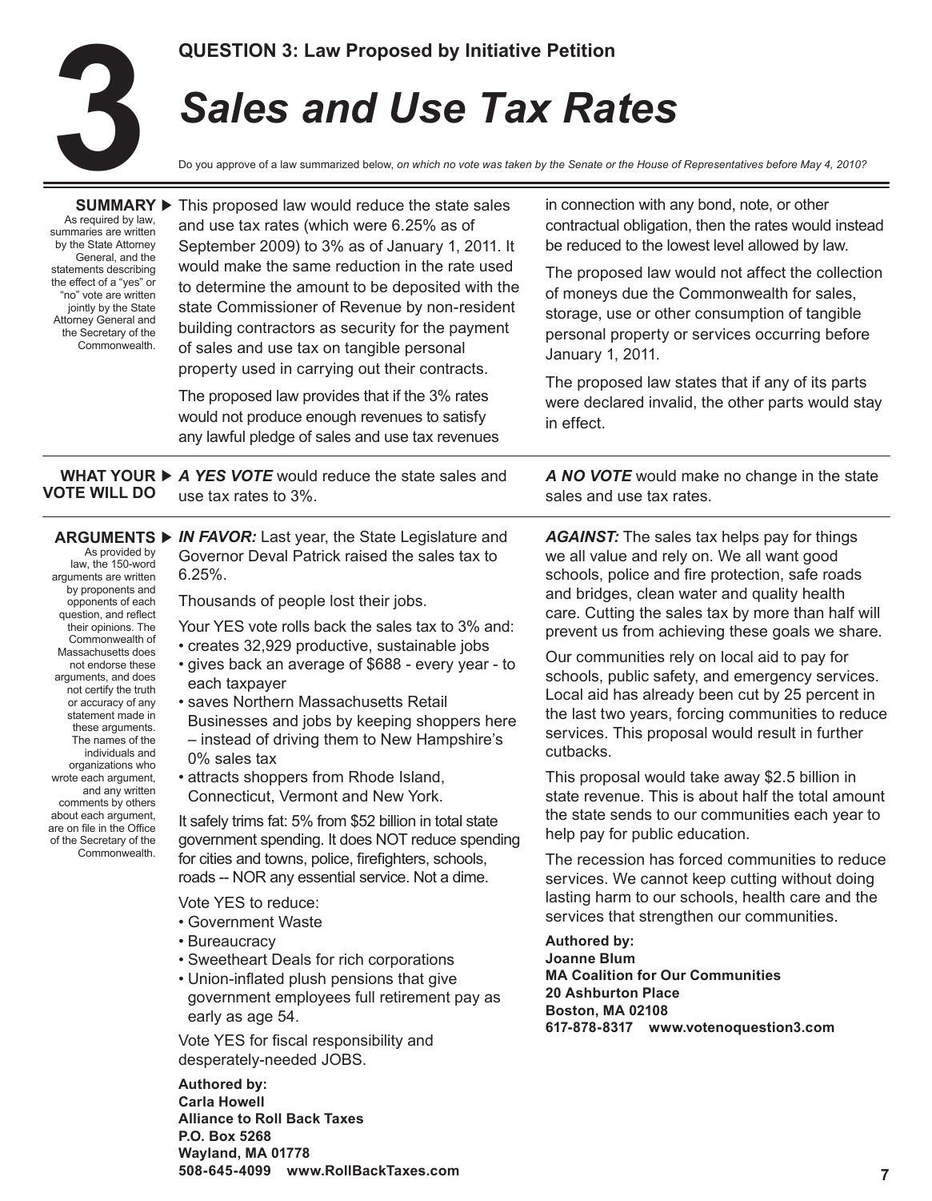# 3

**QUESTION 3: Law Proposed by Initiative Petition**

# *Sales and Use Tax Rates*

Do you approve of a law summarized below, *on which no vote was taken by the Senate or the House of Representatives before May 4, 2010?*

---

**SUMMARY ▶**

As required by law, summaries are written by the State Attorney General, and the statements describing the effect of a "yes" or "no" vote are written jointly by the State Attorney General and the Secretary of the Commonwealth.

This proposed law would reduce the state sales and use tax rates (which were 6.25% as of September 2009) to 3% as of January 1, 2011. It would make the same reduction in the rate used to determine the amount to be deposited with the state Commissioner of Revenue by non-resident building contractors as security for the payment of sales and use tax on tangible personal property used in carrying out their contracts.

The proposed law provides that if the 3% rates would not produce enough revenues to satisfy any lawful pledge of sales and use tax revenues in connection with any bond, note, or other contractual obligation, then the rates would instead be reduced to the lowest level allowed by law.

The proposed law would not affect the collection of moneys due the Commonwealth for sales, storage, use or other consumption of tangible personal property or services occurring before January 1, 2011.

The proposed law states that if any of its parts were declared invalid, the other parts would stay in effect.

---

**WHAT YOUR VOTE WILL DO ▶**

***A YES VOTE*** would reduce the state sales and use tax rates to 3%.

***A NO VOTE*** would make no change in the state sales and use tax rates.

---

**ARGUMENTS ▶**

As provided by law, the 150-word arguments are written by proponents and opponents of each question, and reflect their opinions. The Commonwealth of Massachusetts does not endorse these arguments, and does not certify the truth or accuracy of any statement made in these arguments. The names of the individuals and organizations who wrote each argument, and any written comments by others about each argument, are on file in the Office of the Secretary of the Commonwealth.

***IN FAVOR:*** Last year, the State Legislature and Governor Deval Patrick raised the sales tax to 6.25%.

Thousands of people lost their jobs.

Your YES vote rolls back the sales tax to 3% and:

- creates 32,929 productive, sustainable jobs
- gives back an average of $688 - every year - to each taxpayer
- saves Northern Massachusetts Retail Businesses and jobs by keeping shoppers here – instead of driving them to New Hampshire's 0% sales tax
- attracts shoppers from Rhode Island, Connecticut, Vermont and New York.

It safely trims fat: 5% from $52 billion in total state government spending. It does NOT reduce spending for cities and towns, police, firefighters, schools, roads -- NOR any essential service. Not a dime.

Vote YES to reduce:

- Government Waste
- Bureaucracy
- Sweetheart Deals for rich corporations
- Union-inflated plush pensions that give government employees full retirement pay as early as age 54.

Vote YES for fiscal responsibility and desperately-needed JOBS.

**Authored by:**
**Carla Howell**
**Alliance to Roll Back Taxes**
**P.O. Box 5268**
**Wayland, MA 01778**
**508-645-4099 www.RollBackTaxes.com**

***AGAINST:*** The sales tax helps pay for things we all value and rely on. We all want good schools, police and fire protection, safe roads and bridges, clean water and quality health care. Cutting the sales tax by more than half will prevent us from achieving these goals we share.

Our communities rely on local aid to pay for schools, public safety, and emergency services. Local aid has already been cut by 25 percent in the last two years, forcing communities to reduce services. This proposal would result in further cutbacks.

This proposal would take away $2.5 billion in state revenue. This is about half the total amount the state sends to our communities each year to help pay for public education.

The recession has forced communities to reduce services. We cannot keep cutting without doing lasting harm to our schools, health care and the services that strengthen our communities.

**Authored by:**
**Joanne Blum**
**MA Coalition for Our Communities**
**20 Ashburton Place**
**Boston, MA 02108**
**617-878-8317 www.votenoquestion3.com**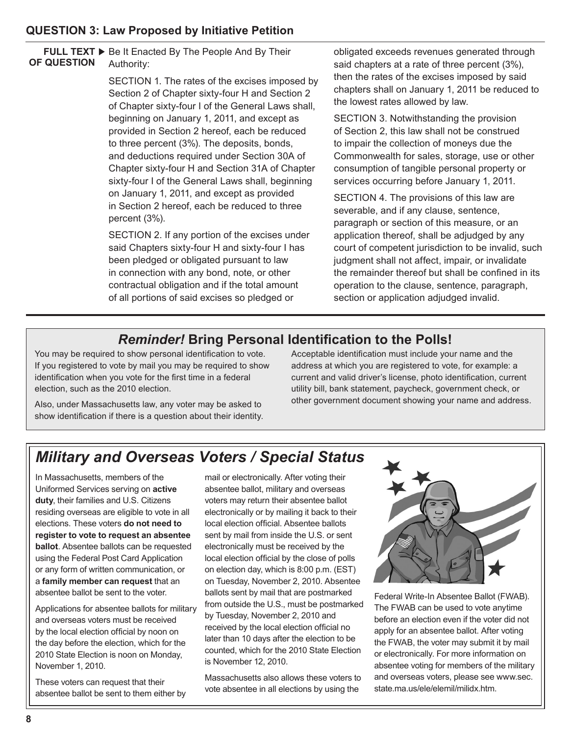## QUESTION 3: Law Proposed by Initiative Petition

**FULL TEXT OF QUESTION** ▶ Be It Enacted By The People And By Their Authority:

SECTION 1. The rates of the excises imposed by Section 2 of Chapter sixty-four H and Section 2 of Chapter sixty-four I of the General Laws shall, beginning on January 1, 2011, and except as provided in Section 2 hereof, each be reduced to three percent (3%). The deposits, bonds, and deductions required under Section 30A of Chapter sixty-four H and Section 31A of Chapter sixty-four I of the General Laws shall, beginning on January 1, 2011, and except as provided in Section 2 hereof, each be reduced to three percent (3%).

SECTION 2. If any portion of the excises under said Chapters sixty-four H and sixty-four I has been pledged or obligated pursuant to law in connection with any bond, note, or other contractual obligation and if the total amount of all portions of said excises so pledged or obligated exceeds revenues generated through said chapters at a rate of three percent (3%), then the rates of the excises imposed by said chapters shall on January 1, 2011 be reduced to the lowest rates allowed by law.

SECTION 3. Notwithstanding the provision of Section 2, this law shall not be construed to impair the collection of moneys due the Commonwealth for sales, storage, use or other consumption of tangible personal property or services occurring before January 1, 2011.

SECTION 4. The provisions of this law are severable, and if any clause, sentence, paragraph or section of this measure, or an application thereof, shall be adjudged by any court of competent jurisdiction to be invalid, such judgment shall not affect, impair, or invalidate the remainder thereof but shall be confined in its operation to the clause, sentence, paragraph, section or application adjudged invalid.

## *Reminder!* Bring Personal Identification to the Polls!

You may be required to show personal identification to vote. If you registered to vote by mail you may be required to show identification when you vote for the first time in a federal election, such as the 2010 election.

Also, under Massachusetts law, any voter may be asked to show identification if there is a question about their identity.

Acceptable identification must include your name and the address at which you are registered to vote, for example: a current and valid driver's license, photo identification, current utility bill, bank statement, paycheck, government check, or other government document showing your name and address.

## *Military and Overseas Voters / Special Status*

In Massachusetts, members of the Uniformed Services serving on **active duty**, their families and U.S. Citizens residing overseas are eligible to vote in all elections. These voters **do not need to register to vote to request an absentee ballot**. Absentee ballots can be requested using the Federal Post Card Application or any form of written communication, or a **family member can request** that an absentee ballot be sent to the voter.

Applications for absentee ballots for military and overseas voters must be received by the local election official by noon on the day before the election, which for the 2010 State Election is noon on Monday, November 1, 2010.

These voters can request that their absentee ballot be sent to them either by mail or electronically. After voting their absentee ballot, military and overseas voters may return their absentee ballot electronically or by mailing it back to their local election official. Absentee ballots sent by mail from inside the U.S. or sent electronically must be received by the local election official by the close of polls on election day, which is 8:00 p.m. (EST) on Tuesday, November 2, 2010. Absentee ballots sent by mail that are postmarked from outside the U.S., must be postmarked by Tuesday, November 2, 2010 and received by the local election official no later than 10 days after the election to be counted, which for the 2010 State Election is November 12, 2010.

Massachusetts also allows these voters to vote absentee in all elections by using the Federal Write-In Absentee Ballot (FWAB). The FWAB can be used to vote anytime before an election even if the voter did not apply for an absentee ballot. After voting the FWAB, the voter may submit it by mail or electronically. For more information on absentee voting for members of the military and overseas voters, please see www.sec.state.ma.us/ele/elemil/milidx.htm.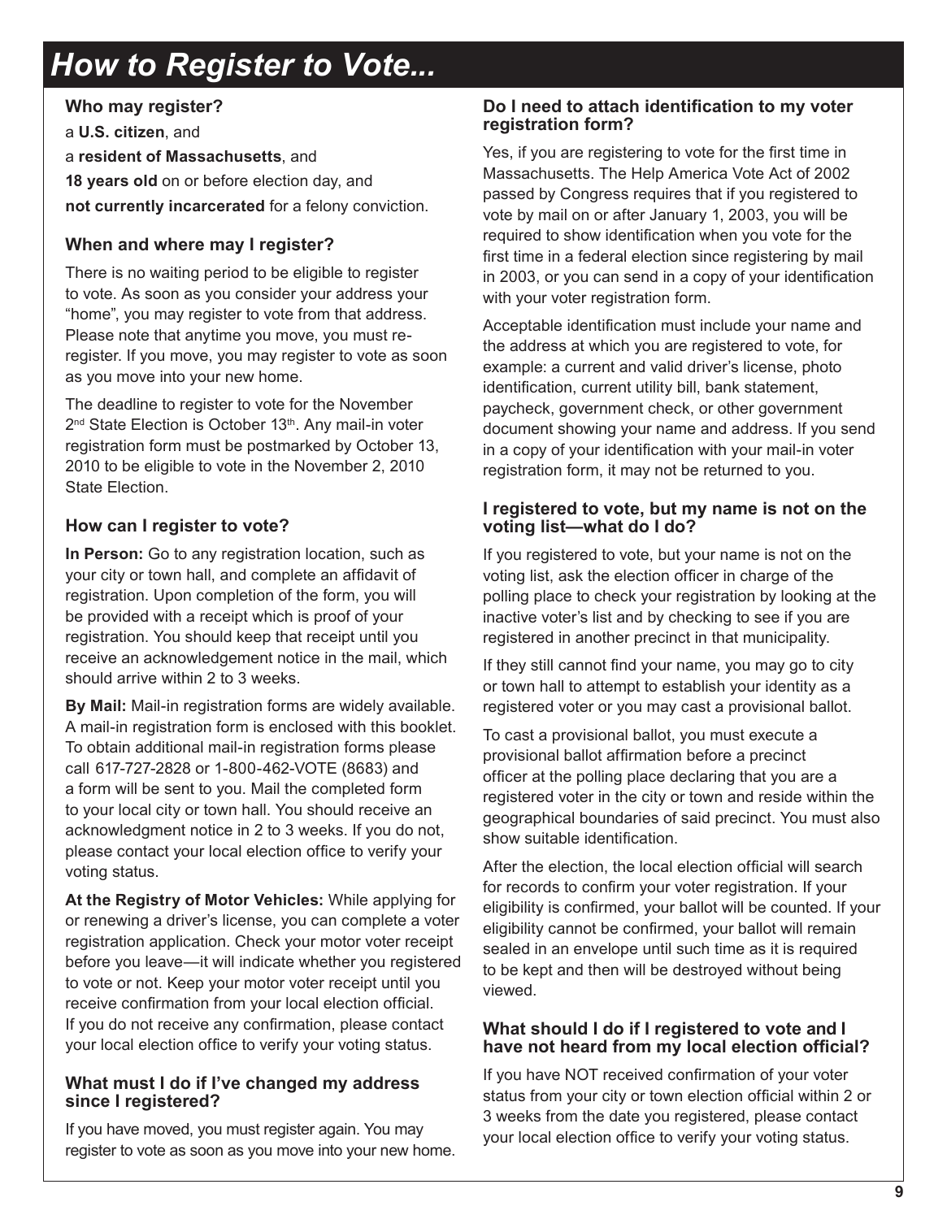# How to Register to Vote...

### Who may register?

a **U.S. citizen**, and

a **resident of Massachusetts**, and

**18 years old** on or before election day, and

**not currently incarcerated** for a felony conviction.

### When and where may I register?

There is no waiting period to be eligible to register to vote. As soon as you consider your address your "home", you may register to vote from that address. Please note that anytime you move, you must re-register. If you move, you may register to vote as soon as you move into your new home.

The deadline to register to vote for the November 2nd State Election is October 13th. Any mail-in voter registration form must be postmarked by October 13, 2010 to be eligible to vote in the November 2, 2010 State Election.

### How can I register to vote?

**In Person:** Go to any registration location, such as your city or town hall, and complete an affidavit of registration. Upon completion of the form, you will be provided with a receipt which is proof of your registration. You should keep that receipt until you receive an acknowledgement notice in the mail, which should arrive within 2 to 3 weeks.

**By Mail:** Mail-in registration forms are widely available. A mail-in registration form is enclosed with this booklet. To obtain additional mail-in registration forms please call 617-727-2828 or 1-800-462-VOTE (8683) and a form will be sent to you. Mail the completed form to your local city or town hall. You should receive an acknowledgment notice in 2 to 3 weeks. If you do not, please contact your local election office to verify your voting status.

**At the Registry of Motor Vehicles:** While applying for or renewing a driver's license, you can complete a voter registration application. Check your motor voter receipt before you leave—it will indicate whether you registered to vote or not. Keep your motor voter receipt until you receive confirmation from your local election official. If you do not receive any confirmation, please contact your local election office to verify your voting status.

### What must I do if I've changed my address since I registered?

If you have moved, you must register again. You may register to vote as soon as you move into your new home.

### Do I need to attach identification to my voter registration form?

Yes, if you are registering to vote for the first time in Massachusetts. The Help America Vote Act of 2002 passed by Congress requires that if you registered to vote by mail on or after January 1, 2003, you will be required to show identification when you vote for the first time in a federal election since registering by mail in 2003, or you can send in a copy of your identification with your voter registration form.

Acceptable identification must include your name and the address at which you are registered to vote, for example: a current and valid driver's license, photo identification, current utility bill, bank statement, paycheck, government check, or other government document showing your name and address. If you send in a copy of your identification with your mail-in voter registration form, it may not be returned to you.

### I registered to vote, but my name is not on the voting list—what do I do?

If you registered to vote, but your name is not on the voting list, ask the election officer in charge of the polling place to check your registration by looking at the inactive voter's list and by checking to see if you are registered in another precinct in that municipality.

If they still cannot find your name, you may go to city or town hall to attempt to establish your identity as a registered voter or you may cast a provisional ballot.

To cast a provisional ballot, you must execute a provisional ballot affirmation before a precinct officer at the polling place declaring that you are a registered voter in the city or town and reside within the geographical boundaries of said precinct. You must also show suitable identification.

After the election, the local election official will search for records to confirm your voter registration. If your eligibility is confirmed, your ballot will be counted. If your eligibility cannot be confirmed, your ballot will remain sealed in an envelope until such time as it is required to be kept and then will be destroyed without being viewed.

### What should I do if I registered to vote and I have not heard from my local election official?

If you have NOT received confirmation of your voter status from your city or town election official within 2 or 3 weeks from the date you registered, please contact your local election office to verify your voting status.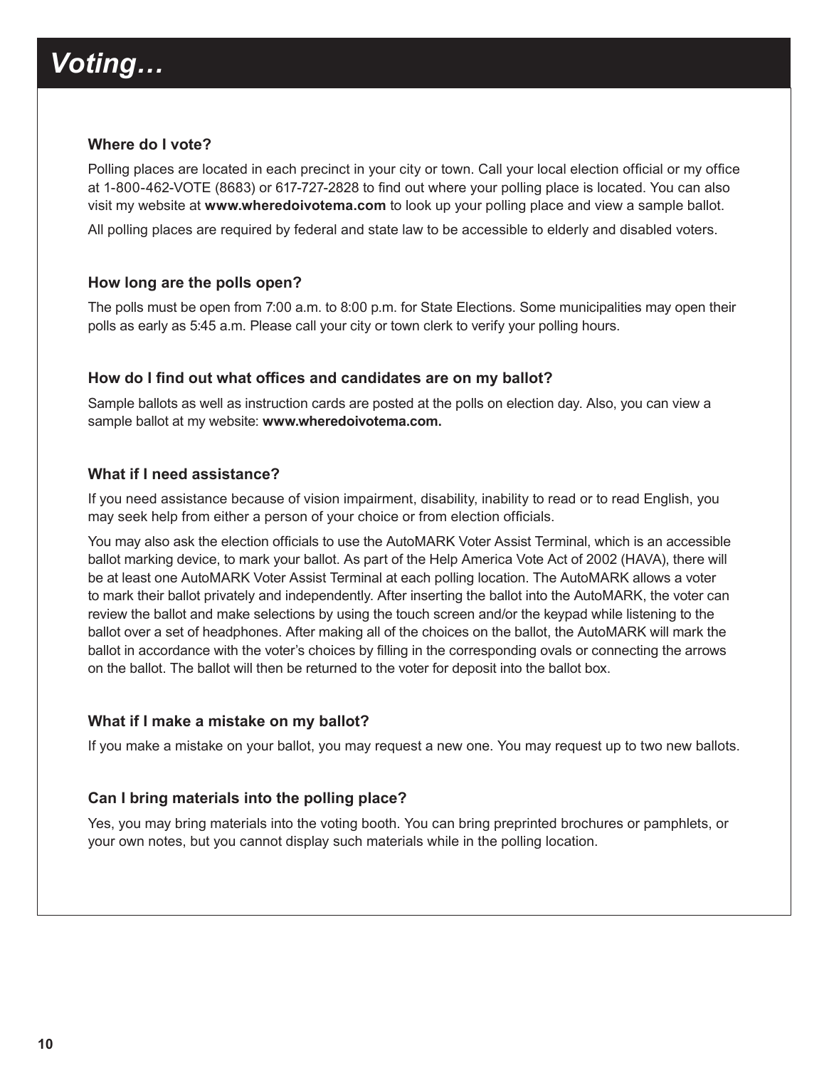# *Voting…*

### Where do I vote?

Polling places are located in each precinct in your city or town. Call your local election official or my office at 1-800-462-VOTE (8683) or 617-727-2828 to find out where your polling place is located. You can also visit my website at **www.wheredoivotema.com** to look up your polling place and view a sample ballot.

All polling places are required by federal and state law to be accessible to elderly and disabled voters.

### How long are the polls open?

The polls must be open from 7:00 a.m. to 8:00 p.m. for State Elections. Some municipalities may open their polls as early as 5:45 a.m. Please call your city or town clerk to verify your polling hours.

### How do I find out what offices and candidates are on my ballot?

Sample ballots as well as instruction cards are posted at the polls on election day. Also, you can view a sample ballot at my website: **www.wheredoivotema.com.**

### What if I need assistance?

If you need assistance because of vision impairment, disability, inability to read or to read English, you may seek help from either a person of your choice or from election officials.

You may also ask the election officials to use the AutoMARK Voter Assist Terminal, which is an accessible ballot marking device, to mark your ballot. As part of the Help America Vote Act of 2002 (HAVA), there will be at least one AutoMARK Voter Assist Terminal at each polling location. The AutoMARK allows a voter to mark their ballot privately and independently. After inserting the ballot into the AutoMARK, the voter can review the ballot and make selections by using the touch screen and/or the keypad while listening to the ballot over a set of headphones. After making all of the choices on the ballot, the AutoMARK will mark the ballot in accordance with the voter's choices by filling in the corresponding ovals or connecting the arrows on the ballot. The ballot will then be returned to the voter for deposit into the ballot box.

### What if I make a mistake on my ballot?

If you make a mistake on your ballot, you may request a new one. You may request up to two new ballots.

### Can I bring materials into the polling place?

Yes, you may bring materials into the voting booth. You can bring preprinted brochures or pamphlets, or your own notes, but you cannot display such materials while in the polling location.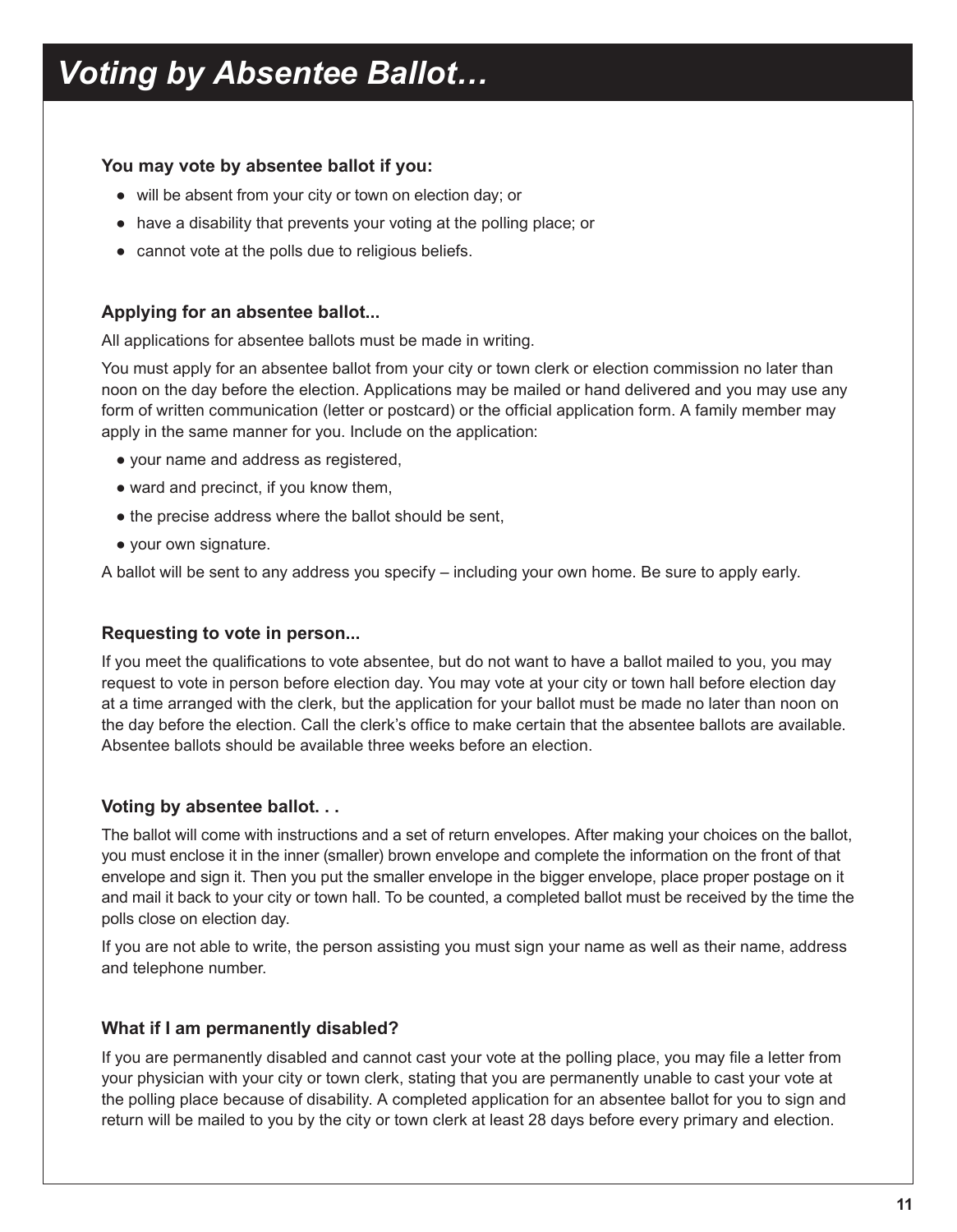# *Voting by Absentee Ballot…*

**You may vote by absentee ballot if you:**

- will be absent from your city or town on election day; or
- have a disability that prevents your voting at the polling place; or
- cannot vote at the polls due to religious beliefs.

### Applying for an absentee ballot...

All applications for absentee ballots must be made in writing.

You must apply for an absentee ballot from your city or town clerk or election commission no later than noon on the day before the election. Applications may be mailed or hand delivered and you may use any form of written communication (letter or postcard) or the official application form. A family member may apply in the same manner for you. Include on the application:

- your name and address as registered,
- ward and precinct, if you know them,
- the precise address where the ballot should be sent,
- your own signature.

A ballot will be sent to any address you specify – including your own home. Be sure to apply early.

### Requesting to vote in person...

If you meet the qualifications to vote absentee, but do not want to have a ballot mailed to you, you may request to vote in person before election day. You may vote at your city or town hall before election day at a time arranged with the clerk, but the application for your ballot must be made no later than noon on the day before the election. Call the clerk's office to make certain that the absentee ballots are available. Absentee ballots should be available three weeks before an election.

### Voting by absentee ballot. . .

The ballot will come with instructions and a set of return envelopes. After making your choices on the ballot, you must enclose it in the inner (smaller) brown envelope and complete the information on the front of that envelope and sign it. Then you put the smaller envelope in the bigger envelope, place proper postage on it and mail it back to your city or town hall. To be counted, a completed ballot must be received by the time the polls close on election day.

If you are not able to write, the person assisting you must sign your name as well as their name, address and telephone number.

### What if I am permanently disabled?

If you are permanently disabled and cannot cast your vote at the polling place, you may file a letter from your physician with your city or town clerk, stating that you are permanently unable to cast your vote at the polling place because of disability. A completed application for an absentee ballot for you to sign and return will be mailed to you by the city or town clerk at least 28 days before every primary and election.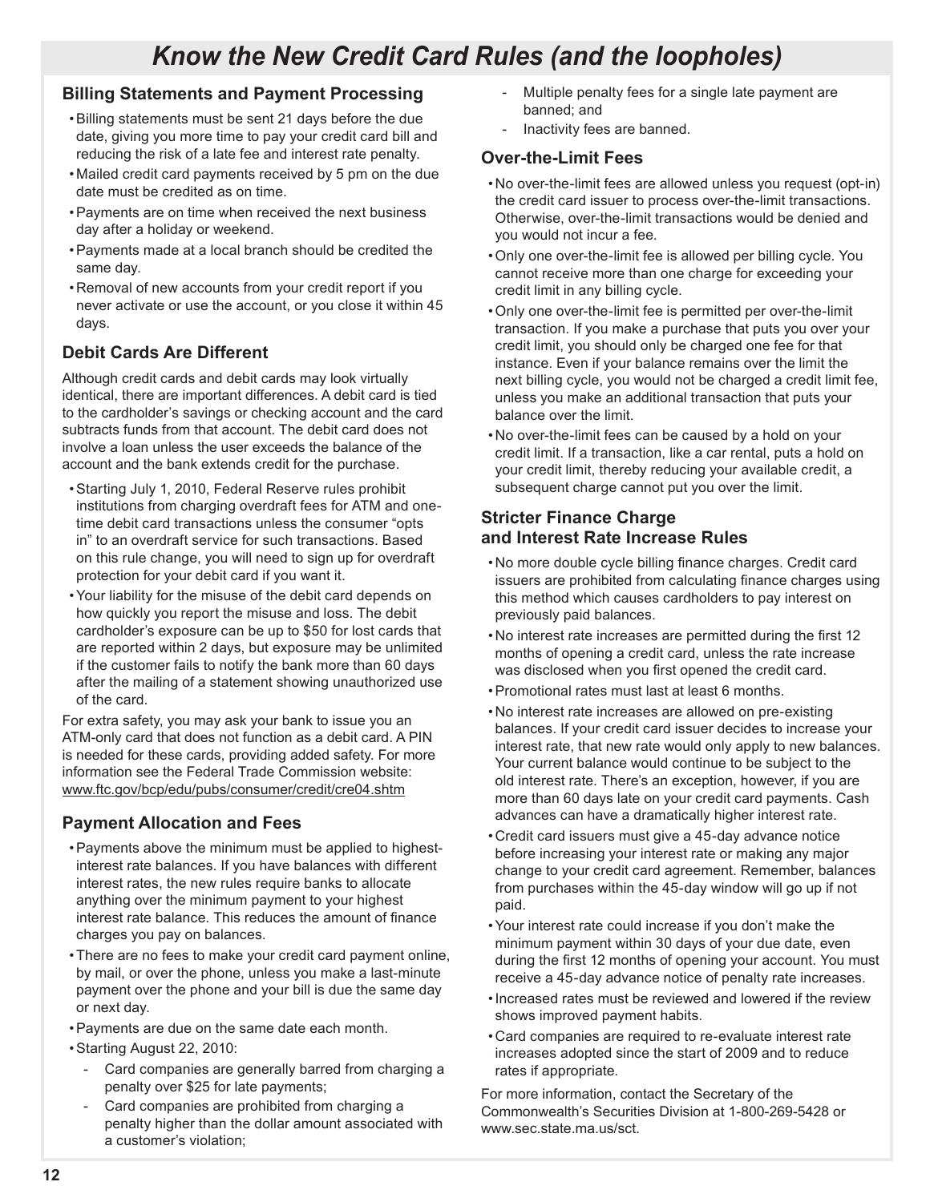# Know the New Credit Card Rules (and the loopholes)

## Billing Statements and Payment Processing

- Billing statements must be sent 21 days before the due date, giving you more time to pay your credit card bill and reducing the risk of a late fee and interest rate penalty.
- Mailed credit card payments received by 5 pm on the due date must be credited as on time.
- Payments are on time when received the next business day after a holiday or weekend.
- Payments made at a local branch should be credited the same day.
- Removal of new accounts from your credit report if you never activate or use the account, or you close it within 45 days.

## Debit Cards Are Different

Although credit cards and debit cards may look virtually identical, there are important differences. A debit card is tied to the cardholder's savings or checking account and the card subtracts funds from that account. The debit card does not involve a loan unless the user exceeds the balance of the account and the bank extends credit for the purchase.

- Starting July 1, 2010, Federal Reserve rules prohibit institutions from charging overdraft fees for ATM and one-time debit card transactions unless the consumer "opts in" to an overdraft service for such transactions. Based on this rule change, you will need to sign up for overdraft protection for your debit card if you want it.
- Your liability for the misuse of the debit card depends on how quickly you report the misuse and loss. The debit cardholder's exposure can be up to $50 for lost cards that are reported within 2 days, but exposure may be unlimited if the customer fails to notify the bank more than 60 days after the mailing of a statement showing unauthorized use of the card.

For extra safety, you may ask your bank to issue you an ATM-only card that does not function as a debit card. A PIN is needed for these cards, providing added safety. For more information see the Federal Trade Commission website: www.ftc.gov/bcp/edu/pubs/consumer/credit/cre04.shtm

## Payment Allocation and Fees

- Payments above the minimum must be applied to highest-interest rate balances. If you have balances with different interest rates, the new rules require banks to allocate anything over the minimum payment to your highest interest rate balance. This reduces the amount of finance charges you pay on balances.
- There are no fees to make your credit card payment online, by mail, or over the phone, unless you make a last-minute payment over the phone and your bill is due the same day or next day.
- Payments are due on the same date each month.
- Starting August 22, 2010:
  - Card companies are generally barred from charging a penalty over $25 for late payments;
  - Card companies are prohibited from charging a penalty higher than the dollar amount associated with a customer's violation;
  - Multiple penalty fees for a single late payment are banned; and
  - Inactivity fees are banned.

## Over-the-Limit Fees

- No over-the-limit fees are allowed unless you request (opt-in) the credit card issuer to process over-the-limit transactions. Otherwise, over-the-limit transactions would be denied and you would not incur a fee.
- Only one over-the-limit fee is allowed per billing cycle. You cannot receive more than one charge for exceeding your credit limit in any billing cycle.
- Only one over-the-limit fee is permitted per over-the-limit transaction. If you make a purchase that puts you over your credit limit, you should only be charged one fee for that instance. Even if your balance remains over the limit the next billing cycle, you would not be charged a credit limit fee, unless you make an additional transaction that puts your balance over the limit.
- No over-the-limit fees can be caused by a hold on your credit limit. If a transaction, like a car rental, puts a hold on your credit limit, thereby reducing your available credit, a subsequent charge cannot put you over the limit.

## Stricter Finance Charge and Interest Rate Increase Rules

- No more double cycle billing finance charges. Credit card issuers are prohibited from calculating finance charges using this method which causes cardholders to pay interest on previously paid balances.
- No interest rate increases are permitted during the first 12 months of opening a credit card, unless the rate increase was disclosed when you first opened the credit card.
- Promotional rates must last at least 6 months.
- No interest rate increases are allowed on pre-existing balances. If your credit card issuer decides to increase your interest rate, that new rate would only apply to new balances. Your current balance would continue to be subject to the old interest rate. There's an exception, however, if you are more than 60 days late on your credit card payments. Cash advances can have a dramatically higher interest rate.
- Credit card issuers must give a 45-day advance notice before increasing your interest rate or making any major change to your credit card agreement. Remember, balances from purchases within the 45-day window will go up if not paid.
- Your interest rate could increase if you don't make the minimum payment within 30 days of your due date, even during the first 12 months of opening your account. You must receive a 45-day advance notice of penalty rate increases.
- Increased rates must be reviewed and lowered if the review shows improved payment habits.
- Card companies are required to re-evaluate interest rate increases adopted since the start of 2009 and to reduce rates if appropriate.

For more information, contact the Secretary of the Commonwealth's Securities Division at 1-800-269-5428 or www.sec.state.ma.us/sct.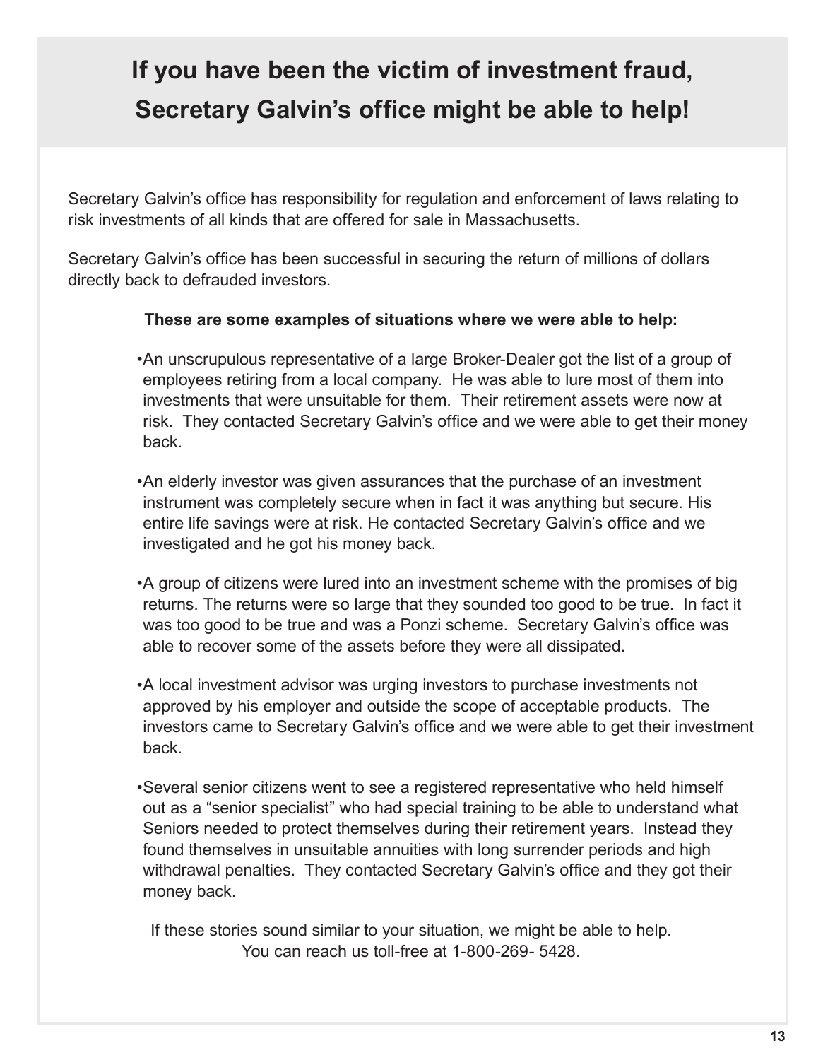# If you have been the victim of investment fraud, Secretary Galvin's office might be able to help!

Secretary Galvin's office has responsibility for regulation and enforcement of laws relating to risk investments of all kinds that are offered for sale in Massachusetts.

Secretary Galvin's office has been successful in securing the return of millions of dollars directly back to defrauded investors.

**These are some examples of situations where we were able to help:**

- An unscrupulous representative of a large Broker-Dealer got the list of a group of employees retiring from a local company. He was able to lure most of them into investments that were unsuitable for them. Their retirement assets were now at risk. They contacted Secretary Galvin's office and we were able to get their money back.

- An elderly investor was given assurances that the purchase of an investment instrument was completely secure when in fact it was anything but secure. His entire life savings were at risk. He contacted Secretary Galvin's office and we investigated and he got his money back.

- A group of citizens were lured into an investment scheme with the promises of big returns. The returns were so large that they sounded too good to be true. In fact it was too good to be true and was a Ponzi scheme. Secretary Galvin's office was able to recover some of the assets before they were all dissipated.

- A local investment advisor was urging investors to purchase investments not approved by his employer and outside the scope of acceptable products. The investors came to Secretary Galvin's office and we were able to get their investment back.

- Several senior citizens went to see a registered representative who held himself out as a "senior specialist" who had special training to be able to understand what Seniors needed to protect themselves during their retirement years. Instead they found themselves in unsuitable annuities with long surrender periods and high withdrawal penalties. They contacted Secretary Galvin's office and they got their money back.

If these stories sound similar to your situation, we might be able to help.
You can reach us toll-free at 1-800-269- 5428.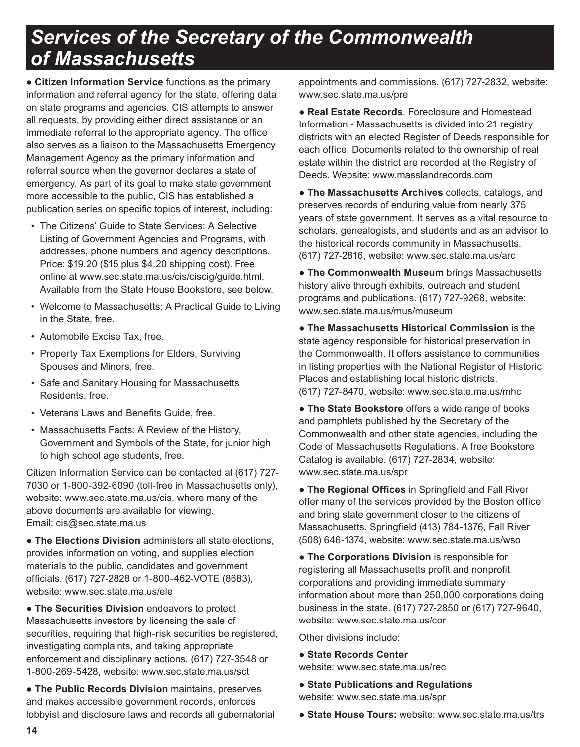# Services of the Secretary of the Commonwealth of Massachusetts

● **Citizen Information Service** functions as the primary information and referral agency for the state, offering data on state programs and agencies. CIS attempts to answer all requests, by providing either direct assistance or an immediate referral to the appropriate agency. The office also serves as a liaison to the Massachusetts Emergency Management Agency as the primary information and referral source when the governor declares a state of emergency. As part of its goal to make state government more accessible to the public, CIS has established a publication series on specific topics of interest, including:

- The Citizens' Guide to State Services: A Selective Listing of Government Agencies and Programs, with addresses, phone numbers and agency descriptions. Price: $19.20 ($15 plus $4.20 shipping cost). Free online at www.sec.state.ma.us/cis/ciscig/guide.html. Available from the State House Bookstore, see below.
- Welcome to Massachusetts: A Practical Guide to Living in the State, free.
- Automobile Excise Tax, free.
- Property Tax Exemptions for Elders, Surviving Spouses and Minors, free.
- Safe and Sanitary Housing for Massachusetts Residents, free.
- Veterans Laws and Benefits Guide, free.
- Massachusetts Facts: A Review of the History, Government and Symbols of the State, for junior high to high school age students, free.

Citizen Information Service can be contacted at (617) 727-7030 or 1-800-392-6090 (toll-free in Massachusetts only), website: www.sec.state.ma.us/cis, where many of the above documents are available for viewing.
Email: cis@sec.state.ma.us

● **The Elections Division** administers all state elections, provides information on voting, and supplies election materials to the public, candidates and government officials. (617) 727-2828 or 1-800-462-VOTE (8683), website: www.sec.state.ma.us/ele

● **The Securities Division** endeavors to protect Massachusetts investors by licensing the sale of securities, requiring that high-risk securities be registered, investigating complaints, and taking appropriate enforcement and disciplinary actions. (617) 727-3548 or 1-800-269-5428, website: www.sec.state.ma.us/sct

● **The Public Records Division** maintains, preserves and makes accessible government records, enforces lobbyist and disclosure laws and records all gubernatorial appointments and commissions. (617) 727-2832, website: www.sec.state.ma.us/pre

● **Real Estate Records**. Foreclosure and Homestead Information - Massachusetts is divided into 21 registry districts with an elected Register of Deeds responsible for each office. Documents related to the ownership of real estate within the district are recorded at the Registry of Deeds. Website: www.masslandrecords.com

● **The Massachusetts Archives** collects, catalogs, and preserves records of enduring value from nearly 375 years of state government. It serves as a vital resource to scholars, genealogists, and students and as an advisor to the historical records community in Massachusetts. (617) 727-2816, website: www.sec.state.ma.us/arc

● **The Commonwealth Museum** brings Massachusetts history alive through exhibits, outreach and student programs and publications. (617) 727-9268, website: www.sec.state.ma.us/mus/museum

● **The Massachusetts Historical Commission** is the state agency responsible for historical preservation in the Commonwealth. It offers assistance to communities in listing properties with the National Register of Historic Places and establishing local historic districts. (617) 727-8470, website: www.sec.state.ma.us/mhc

● **The State Bookstore** offers a wide range of books and pamphlets published by the Secretary of the Commonwealth and other state agencies, including the Code of Massachusetts Regulations. A free Bookstore Catalog is available. (617) 727-2834, website: www.sec.state.ma.us/spr

● **The Regional Offices** in Springfield and Fall River offer many of the services provided by the Boston office and bring state government closer to the citizens of Massachusetts. Springfield (413) 784-1376, Fall River (508) 646-1374, website: www.sec.state.ma.us/wso

● **The Corporations Division** is responsible for registering all Massachusetts profit and nonprofit corporations and providing immediate summary information about more than 250,000 corporations doing business in the state. (617) 727-2850 or (617) 727-9640, website: www.sec.state.ma.us/cor

Other divisions include:

● **State Records Center**
website: www.sec.state.ma.us/rec

● **State Publications and Regulations**
website: www.sec.state.ma.us/spr

● **State House Tours:** website: www.sec.state.ma.us/trs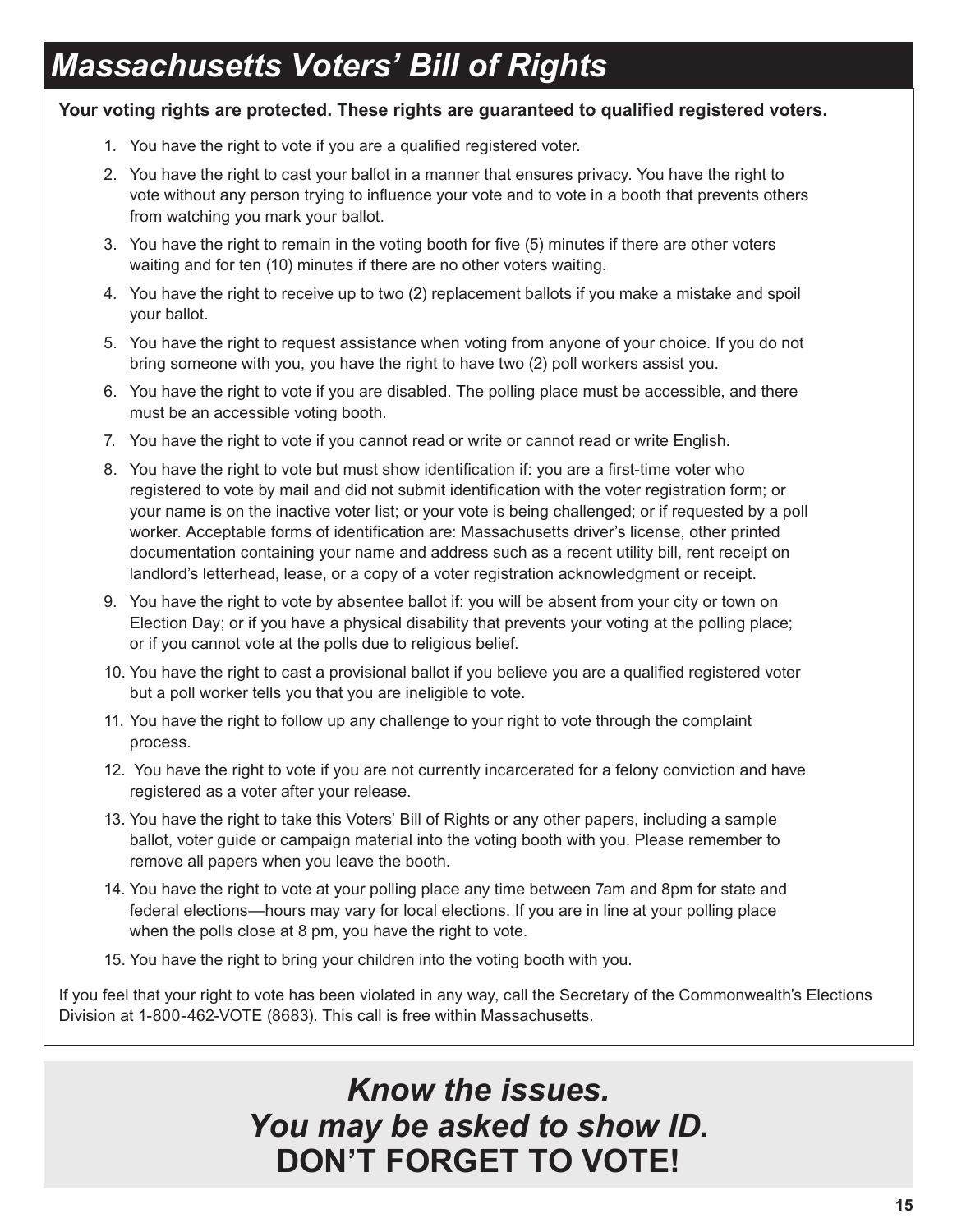# *Massachusetts Voters' Bill of Rights*

**Your voting rights are protected. These rights are guaranteed to qualified registered voters.**

1. You have the right to vote if you are a qualified registered voter.
2. You have the right to cast your ballot in a manner that ensures privacy. You have the right to vote without any person trying to influence your vote and to vote in a booth that prevents others from watching you mark your ballot.
3. You have the right to remain in the voting booth for five (5) minutes if there are other voters waiting and for ten (10) minutes if there are no other voters waiting.
4. You have the right to receive up to two (2) replacement ballots if you make a mistake and spoil your ballot.
5. You have the right to request assistance when voting from anyone of your choice. If you do not bring someone with you, you have the right to have two (2) poll workers assist you.
6. You have the right to vote if you are disabled. The polling place must be accessible, and there must be an accessible voting booth.
7. You have the right to vote if you cannot read or write or cannot read or write English.
8. You have the right to vote but must show identification if: you are a first-time voter who registered to vote by mail and did not submit identification with the voter registration form; or your name is on the inactive voter list; or your vote is being challenged; or if requested by a poll worker. Acceptable forms of identification are: Massachusetts driver's license, other printed documentation containing your name and address such as a recent utility bill, rent receipt on landlord's letterhead, lease, or a copy of a voter registration acknowledgment or receipt.
9. You have the right to vote by absentee ballot if: you will be absent from your city or town on Election Day; or if you have a physical disability that prevents your voting at the polling place; or if you cannot vote at the polls due to religious belief.
10. You have the right to cast a provisional ballot if you believe you are a qualified registered voter but a poll worker tells you that you are ineligible to vote.
11. You have the right to follow up any challenge to your right to vote through the complaint process.
12. You have the right to vote if you are not currently incarcerated for a felony conviction and have registered as a voter after your release.
13. You have the right to take this Voters' Bill of Rights or any other papers, including a sample ballot, voter guide or campaign material into the voting booth with you. Please remember to remove all papers when you leave the booth.
14. You have the right to vote at your polling place any time between 7am and 8pm for state and federal elections—hours may vary for local elections. If you are in line at your polling place when the polls close at 8 pm, you have the right to vote.
15. You have the right to bring your children into the voting booth with you.

If you feel that your right to vote has been violated in any way, call the Secretary of the Commonwealth's Elections Division at 1-800-462-VOTE (8683). This call is free within Massachusetts.

***Know the issues.***

***You may be asked to show ID.***

**DON'T FORGET TO VOTE!**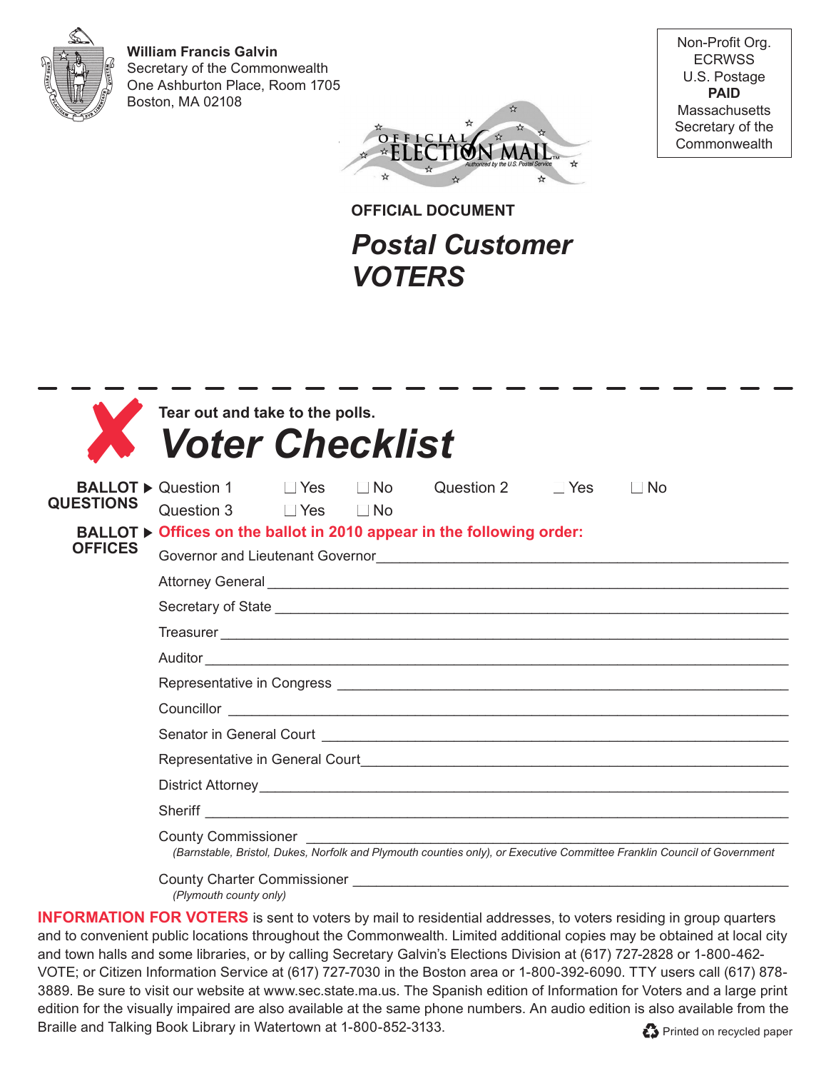**William Francis Galvin**
Secretary of the Commonwealth
One Ashburton Place, Room 1705
Boston, MA 02108

Non-Profit Org.
ECRWSS
U.S. Postage
**PAID**
Massachusetts
Secretary of the
Commonwealth

OFFICIAL ELECTION MAIL
Authorized by the U.S. Postal Service

**OFFICIAL DOCUMENT**

***Postal Customer***
***VOTERS***

---

**Tear out and take to the polls.**

# *Voter Checklist*

**BALLOT QUESTIONS** ▶ Question 1 ☐ Yes ☐ No Question 2 ☐ Yes ☐ No
Question 3 ☐ Yes ☐ No

**BALLOT OFFICES** ▶ **Offices on the ballot in 2010 appear in the following order:**

Governor and Lieutenant Governor ____________________

Attorney General ____________________

Secretary of State ____________________

Treasurer ____________________

Auditor ____________________

Representative in Congress ____________________

Councillor ____________________

Senator in General Court ____________________

Representative in General Court ____________________

District Attorney ____________________

Sheriff ____________________

County Commissioner ____________________
*(Barnstable, Bristol, Dukes, Norfolk and Plymouth counties only), or Executive Committee Franklin Council of Government*

County Charter Commissioner ____________________
*(Plymouth county only)*

**INFORMATION FOR VOTERS** is sent to voters by mail to residential addresses, to voters residing in group quarters and to convenient public locations throughout the Commonwealth. Limited additional copies may be obtained at local city and town halls and some libraries, or by calling Secretary Galvin's Elections Division at (617) 727-2828 or 1-800-462-VOTE; or Citizen Information Service at (617) 727-7030 in the Boston area or 1-800-392-6090. TTY users call (617) 878-3889. Be sure to visit our website at www.sec.state.ma.us. The Spanish edition of Information for Voters and a large print edition for the visually impaired are also available at the same phone numbers. An audio edition is also available from the Braille and Talking Book Library in Watertown at 1-800-852-3133.

Printed on recycled paper